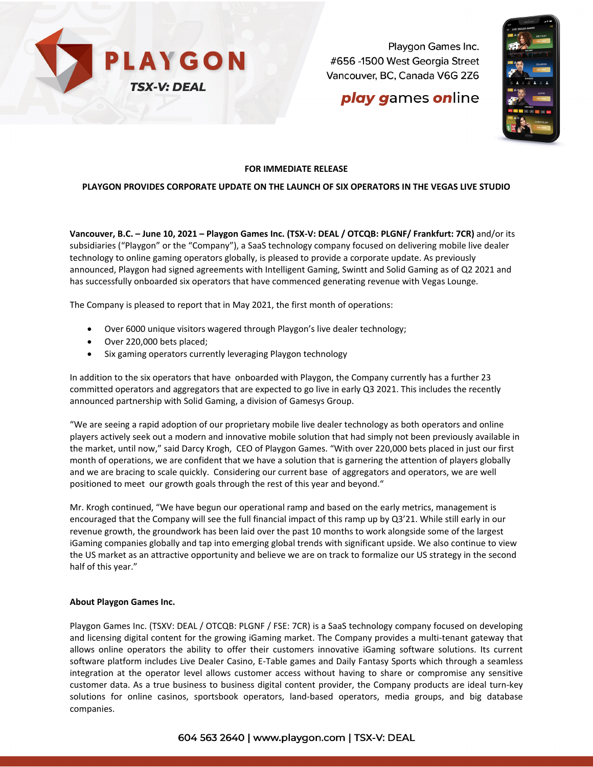PLAYGON

TSX-V: DEAL

Playgon Games Inc.
#656 -1500 West Georgia Street
Vancouver, BC, Canada V6G 2Z6

**play games online**

**FOR IMMEDIATE RELEASE**

# PLAYGON PROVIDES CORPORATE UPDATE ON THE LAUNCH OF SIX OPERATORS IN THE VEGAS LIVE STUDIO

**Vancouver, B.C. – June 10, 2021 – Playgon Games Inc. (TSX-V: DEAL / OTCQB: PLGNF/ Frankfurt: 7CR)** and/or its subsidiaries ("Playgon" or the "Company"), a SaaS technology company focused on delivering mobile live dealer technology to online gaming operators globally, is pleased to provide a corporate update. As previously announced, Playgon had signed agreements with Intelligent Gaming, Swintt and Solid Gaming as of Q2 2021 and has successfully onboarded six operators that have commenced generating revenue with Vegas Lounge.

The Company is pleased to report that in May 2021, the first month of operations:

- Over 6000 unique visitors wagered through Playgon's live dealer technology;
- Over 220,000 bets placed;
- Six gaming operators currently leveraging Playgon technology

In addition to the six operators that have onboarded with Playgon, the Company currently has a further 23 committed operators and aggregators that are expected to go live in early Q3 2021. This includes the recently announced partnership with Solid Gaming, a division of Gamesys Group.

"We are seeing a rapid adoption of our proprietary mobile live dealer technology as both operators and online players actively seek out a modern and innovative mobile solution that had simply not been previously available in the market, until now," said Darcy Krogh, CEO of Playgon Games. "With over 220,000 bets placed in just our first month of operations, we are confident that we have a solution that is garnering the attention of players globally and we are bracing to scale quickly. Considering our current base of aggregators and operators, we are well positioned to meet our growth goals through the rest of this year and beyond."

Mr. Krogh continued, "We have begun our operational ramp and based on the early metrics, management is encouraged that the Company will see the full financial impact of this ramp up by Q3'21. While still early in our revenue growth, the groundwork has been laid over the past 10 months to work alongside some of the largest iGaming companies globally and tap into emerging global trends with significant upside. We also continue to view the US market as an attractive opportunity and believe we are on track to formalize our US strategy in the second half of this year."

**About Playgon Games Inc.**

Playgon Games Inc. (TSXV: DEAL / OTCQB: PLGNF / FSE: 7CR) is a SaaS technology company focused on developing and licensing digital content for the growing iGaming market. The Company provides a multi-tenant gateway that allows online operators the ability to offer their customers innovative iGaming software solutions. Its current software platform includes Live Dealer Casino, E-Table games and Daily Fantasy Sports which through a seamless integration at the operator level allows customer access without having to share or compromise any sensitive customer data. As a true business to business digital content provider, the Company products are ideal turn-key solutions for online casinos, sportsbook operators, land-based operators, media groups, and big database companies.

604 563 2640 | www.playgon.com | TSX-V: DEAL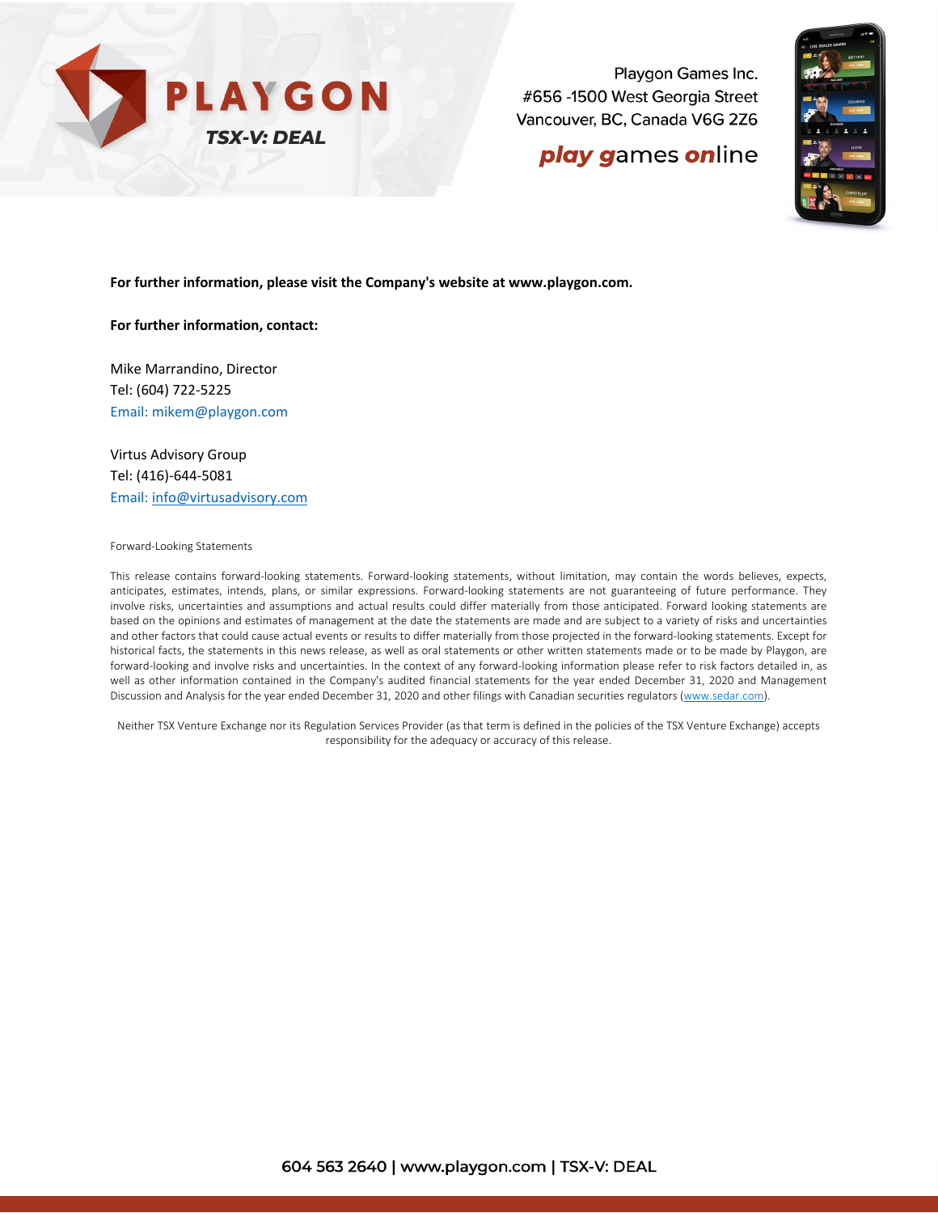**For further information, please visit the Company's website at www.playgon.com.**

**For further information, contact:**

Mike Marrandino, Director
Tel: (604) 722-5225
Email: mikem@playgon.com

Virtus Advisory Group
Tel: (416)-644-5081
Email: info@virtusadvisory.com

Forward-Looking Statements

This release contains forward-looking statements. Forward-looking statements, without limitation, may contain the words believes, expects, anticipates, estimates, intends, plans, or similar expressions. Forward-looking statements are not guaranteeing of future performance. They involve risks, uncertainties and assumptions and actual results could differ materially from those anticipated. Forward looking statements are based on the opinions and estimates of management at the date the statements are made and are subject to a variety of risks and uncertainties and other factors that could cause actual events or results to differ materially from those projected in the forward-looking statements. Except for historical facts, the statements in this news release, as well as oral statements or other written statements made or to be made by Playgon, are forward-looking and involve risks and uncertainties. In the context of any forward-looking information please refer to risk factors detailed in, as well as other information contained in the Company's audited financial statements for the year ended December 31, 2020 and Management Discussion and Analysis for the year ended December 31, 2020 and other filings with Canadian securities regulators (www.sedar.com).

Neither TSX Venture Exchange nor its Regulation Services Provider (as that term is defined in the policies of the TSX Venture Exchange) accepts responsibility for the adequacy or accuracy of this release.